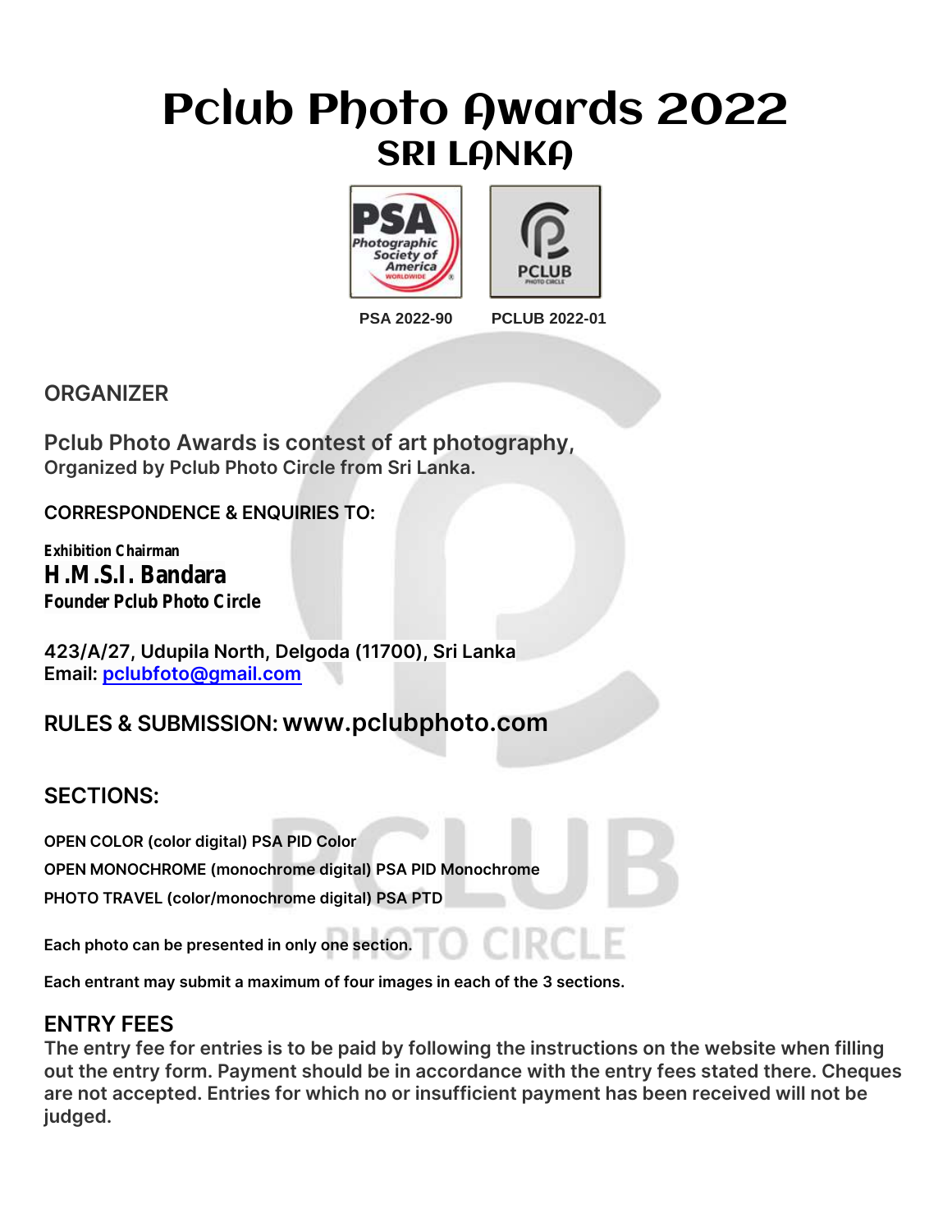# Pclub Photo Awards 2022
## SRI LANKA

PSA 2022-90 PCLUB 2022-01

## ORGANIZER

**Pclub Photo Awards is contest of art photography,**
**Organized by Pclub Photo Circle from Sri Lanka.**

**CORRESPONDENCE & ENQUIRIES TO:**

**Exhibition Chairman**
**H.M.S.I. Bandara**
**Founder Pclub Photo Circle**

**423/A/27, Udupila North, Delgoda (11700), Sri Lanka**
**Email: [pclubfoto@gmail.com](mailto:pclubfoto@gmail.com)**

**RULES & SUBMISSION: www.pclubphoto.com**

## SECTIONS:

**OPEN COLOR (color digital) PSA PID Color**
**OPEN MONOCHROME (monochrome digital) PSA PID Monochrome**
**PHOTO TRAVEL (color/monochrome digital) PSA PTD**

**Each photo can be presented in only one section.**

**Each entrant may submit a maximum of four images in each of the 3 sections.**

## ENTRY FEES

**The entry fee for entries is to be paid by following the instructions on the website when filling out the entry form. Payment should be in accordance with the entry fees stated there. Cheques are not accepted. Entries for which no or insufficient payment has been received will not be judged.**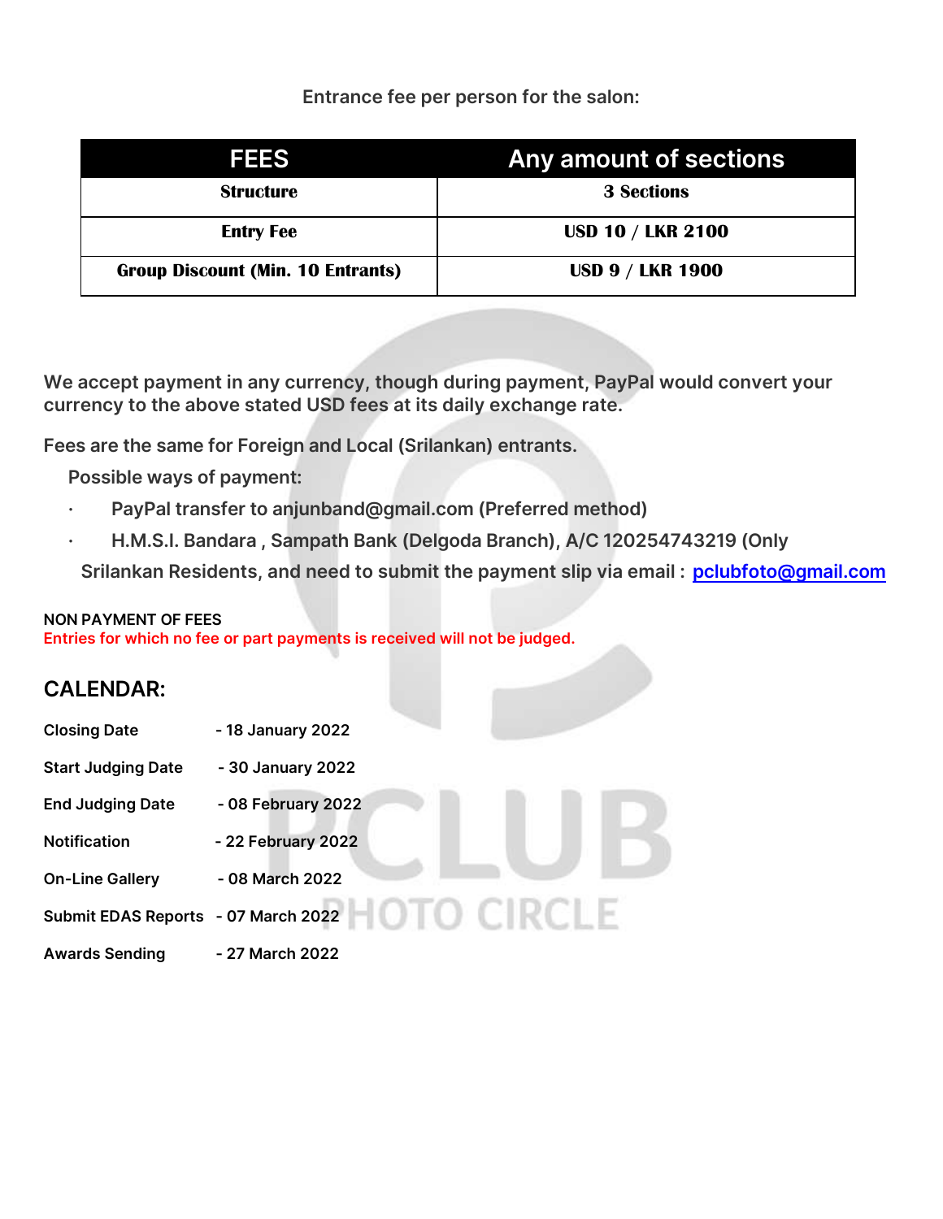Entrance fee per person for the salon:

| FEES | Any amount of sections |
|---|---|
| **Structure** | **3 Sections** |
| **Entry Fee** | **USD 10 / LKR 2100** |
| **Group Discount (Min. 10 Entrants)** | **USD 9 / LKR 1900** |

We accept payment in any currency, though during payment, PayPal would convert your currency to the above stated USD fees at its daily exchange rate.

Fees are the same for Foreign and Local (Srilankan) entrants.

Possible ways of payment:

- PayPal transfer to anjunband@gmail.com (Preferred method)
- H.M.S.I. Bandara , Sampath Bank (Delgoda Branch), A/C 120254743219 (Only Srilankan Residents, and need to submit the payment slip via email : pclubfoto@gmail.com

**NON PAYMENT OF FEES**

Entries for which no fee or part payments is received will not be judged.

## CALENDAR:

**Closing Date** - 18 January 2022

**Start Judging Date** - 30 January 2022

**End Judging Date** - 08 February 2022

**Notification** - 22 February 2022

**On-Line Gallery** - 08 March 2022

**Submit EDAS Reports** - 07 March 2022

**Awards Sending** - 27 March 2022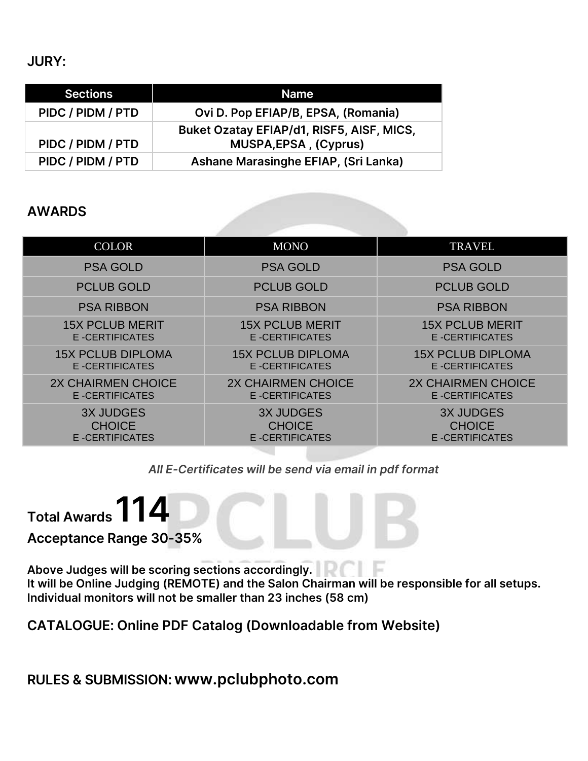## JURY:

| Sections | Name |
|---|---|
| PIDC / PIDM / PTD | Ovi D. Pop EFIAP/B, EPSA, (Romania) |
| PIDC / PIDM / PTD | Buket Ozatay EFIAP/d1, RISF5, AISF, MICS, MUSPA,EPSA , (Cyprus) |
| PIDC / PIDM / PTD | Ashane Marasinghe EFIAP, (Sri Lanka) |

## AWARDS

| COLOR | MONO | TRAVEL |
|---|---|---|
| PSA GOLD | PSA GOLD | PSA GOLD |
| PCLUB GOLD | PCLUB GOLD | PCLUB GOLD |
| PSA RIBBON | PSA RIBBON | PSA RIBBON |
| 15X PCLUB MERIT E -CERTIFICATES | 15X PCLUB MERIT E -CERTIFICATES | 15X PCLUB MERIT E -CERTIFICATES |
| 15X PCLUB DIPLOMA E -CERTIFICATES | 15X PCLUB DIPLOMA E -CERTIFICATES | 15X PCLUB DIPLOMA E -CERTIFICATES |
| 2X CHAIRMEN CHOICE E -CERTIFICATES | 2X CHAIRMEN CHOICE E -CERTIFICATES | 2X CHAIRMEN CHOICE E -CERTIFICATES |
| 3X JUDGES CHOICE E -CERTIFICATES | 3X JUDGES CHOICE E -CERTIFICATES | 3X JUDGES CHOICE E -CERTIFICATES |

*All E-Certificates will be send via email in pdf format*

**Total Awards 114**

**Acceptance Range 30-35%**

**Above Judges will be scoring sections accordingly.**
**It will be Online Judging (REMOTE) and the Salon Chairman will be responsible for all setups.**
**Individual monitors will not be smaller than 23 inches (58 cm)**

**CATALOGUE: Online PDF Catalog (Downloadable from Website)**

**RULES & SUBMISSION: www.pclubphoto.com**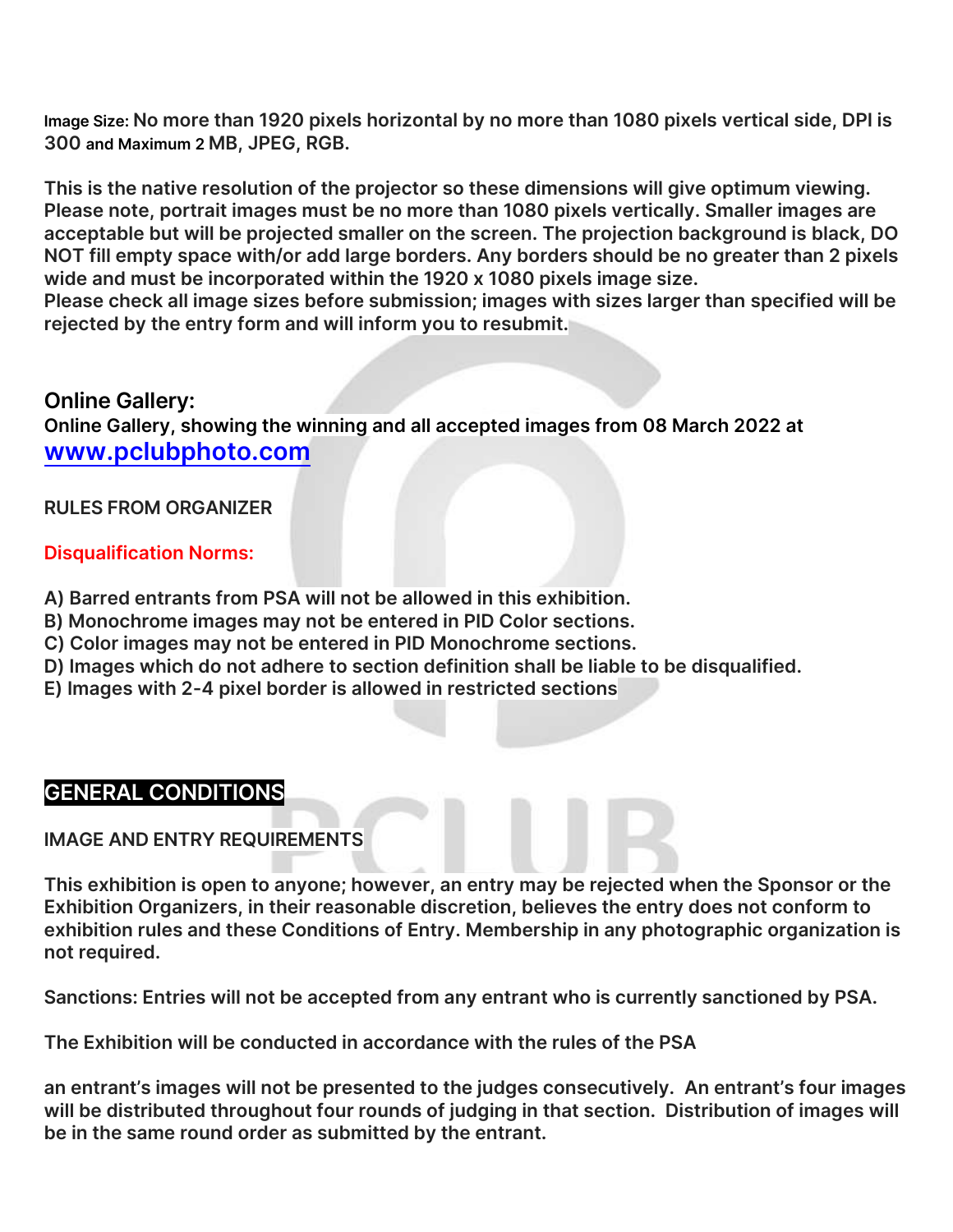**Image Size: No more than 1920 pixels horizontal by no more than 1080 pixels vertical side, DPI is 300 and Maximum 2 MB, JPEG, RGB.**

**This is the native resolution of the projector so these dimensions will give optimum viewing. Please note, portrait images must be no more than 1080 pixels vertically. Smaller images are acceptable but will be projected smaller on the screen. The projection background is black, DO NOT fill empty space with/or add large borders. Any borders should be no greater than 2 pixels wide and must be incorporated within the 1920 x 1080 pixels image size.**
**Please check all image sizes before submission; images with sizes larger than specified will be rejected by the entry form and will inform you to resubmit.**

## Online Gallery:

**Online Gallery, showing the winning and all accepted images from 08 March 2022 at [www.pclubphoto.com](http://www.pclubphoto.com)**

**RULES FROM ORGANIZER**

**Disqualification Norms:**

**A) Barred entrants from PSA will not be allowed in this exhibition.**
**B) Monochrome images may not be entered in PID Color sections.**
**C) Color images may not be entered in PID Monochrome sections.**
**D) Images which do not adhere to section definition shall be liable to be disqualified.**
**E) Images with 2-4 pixel border is allowed in restricted sections**

## GENERAL CONDITIONS

**IMAGE AND ENTRY REQUIREMENTS**

**This exhibition is open to anyone; however, an entry may be rejected when the Sponsor or the Exhibition Organizers, in their reasonable discretion, believes the entry does not conform to exhibition rules and these Conditions of Entry. Membership in any photographic organization is not required.**

**Sanctions: Entries will not be accepted from any entrant who is currently sanctioned by PSA.**

**The Exhibition will be conducted in accordance with the rules of the PSA**

**an entrant's images will not be presented to the judges consecutively. An entrant's four images will be distributed throughout four rounds of judging in that section. Distribution of images will be in the same round order as submitted by the entrant.**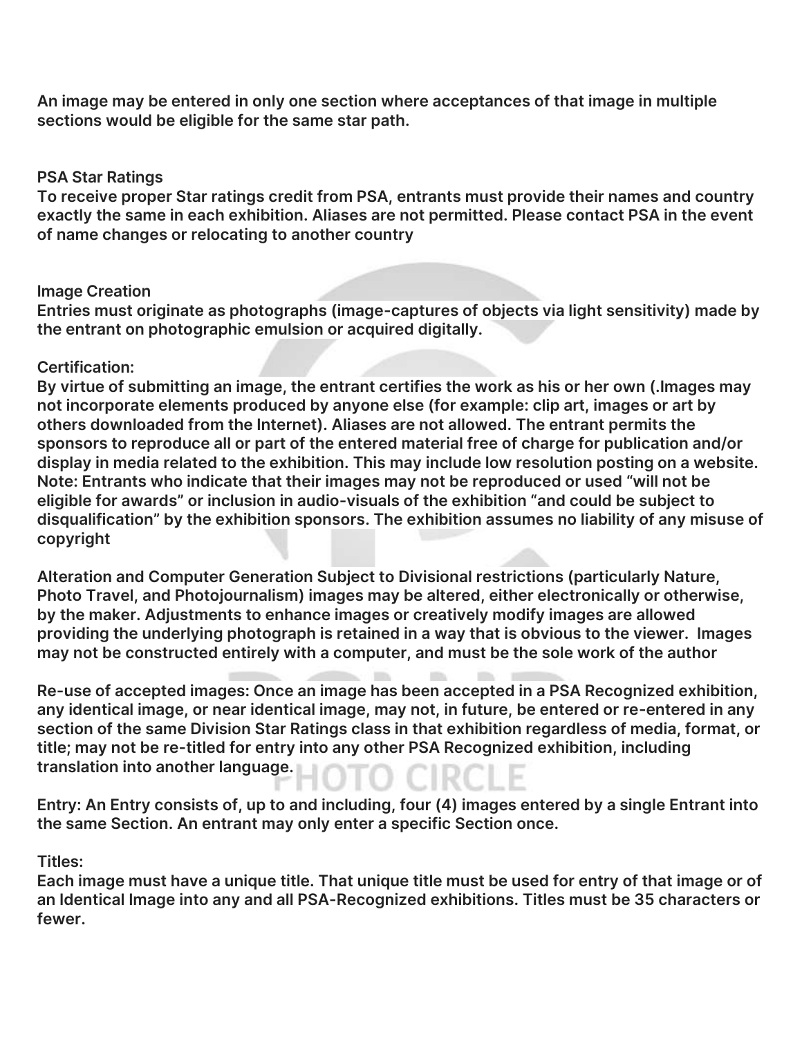**An image may be entered in only one section where acceptances of that image in multiple sections would be eligible for the same star path.**

**PSA Star Ratings**
**To receive proper Star ratings credit from PSA, entrants must provide their names and country exactly the same in each exhibition. Aliases are not permitted. Please contact PSA in the event of name changes or relocating to another country**

**Image Creation**
**Entries must originate as photographs (image-captures of objects via light sensitivity) made by the entrant on photographic emulsion or acquired digitally.**

**Certification:**
**By virtue of submitting an image, the entrant certifies the work as his or her own (.Images may not incorporate elements produced by anyone else (for example: clip art, images or art by others downloaded from the Internet). Aliases are not allowed. The entrant permits the sponsors to reproduce all or part of the entered material free of charge for publication and/or display in media related to the exhibition. This may include low resolution posting on a website. Note: Entrants who indicate that their images may not be reproduced or used "will not be eligible for awards" or inclusion in audio-visuals of the exhibition "and could be subject to disqualification" by the exhibition sponsors. The exhibition assumes no liability of any misuse of copyright**

**Alteration and Computer Generation Subject to Divisional restrictions (particularly Nature, Photo Travel, and Photojournalism) images may be altered, either electronically or otherwise, by the maker. Adjustments to enhance images or creatively modify images are allowed providing the underlying photograph is retained in a way that is obvious to the viewer. Images may not be constructed entirely with a computer, and must be the sole work of the author**

**Re-use of accepted images: Once an image has been accepted in a PSA Recognized exhibition, any identical image, or near identical image, may not, in future, be entered or re-entered in any section of the same Division Star Ratings class in that exhibition regardless of media, format, or title; may not be re-titled for entry into any other PSA Recognized exhibition, including translation into another language.**

**Entry: An Entry consists of, up to and including, four (4) images entered by a single Entrant into the same Section. An entrant may only enter a specific Section once.**

**Titles:**
**Each image must have a unique title. That unique title must be used for entry of that image or of an Identical Image into any and all PSA-Recognized exhibitions. Titles must be 35 characters or fewer.**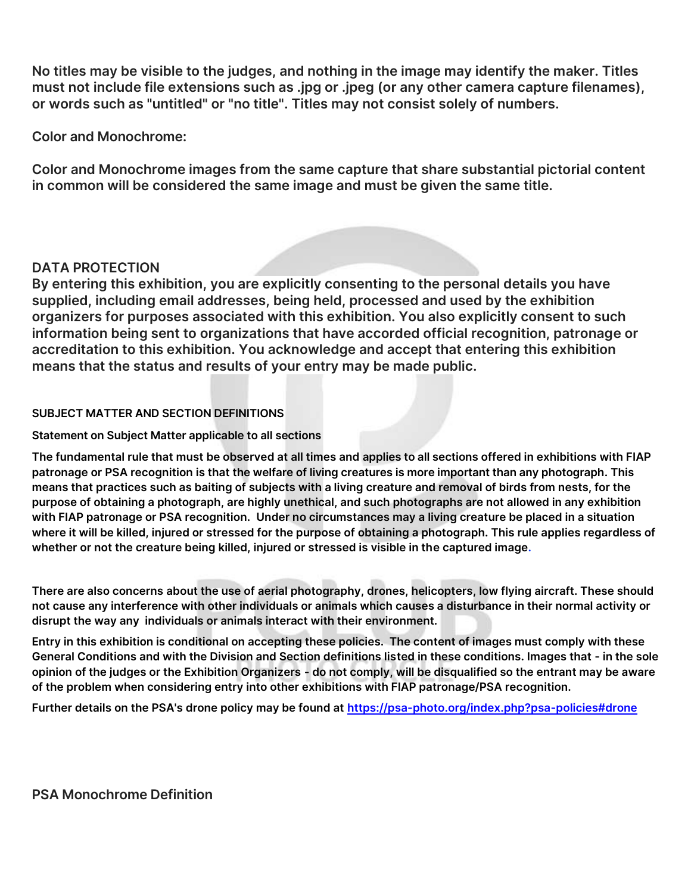**No titles may be visible to the judges, and nothing in the image may identify the maker. Titles must not include file extensions such as .jpg or .jpeg (or any other camera capture filenames), or words such as "untitled" or "no title". Titles may not consist solely of numbers.**

**Color and Monochrome:**

**Color and Monochrome images from the same capture that share substantial pictorial content in common will be considered the same image and must be given the same title.**

## DATA PROTECTION

**By entering this exhibition, you are explicitly consenting to the personal details you have supplied, including email addresses, being held, processed and used by the exhibition organizers for purposes associated with this exhibition. You also explicitly consent to such information being sent to organizations that have accorded official recognition, patronage or accreditation to this exhibition. You acknowledge and accept that entering this exhibition means that the status and results of your entry may be made public.**

### SUBJECT MATTER AND SECTION DEFINITIONS

**Statement on Subject Matter applicable to all sections**

**The fundamental rule that must be observed at all times and applies to all sections offered in exhibitions with FIAP patronage or PSA recognition is that the welfare of living creatures is more important than any photograph. This means that practices such as baiting of subjects with a living creature and removal of birds from nests, for the purpose of obtaining a photograph, are highly unethical, and such photographs are not allowed in any exhibition with FIAP patronage or PSA recognition. Under no circumstances may a living creature be placed in a situation where it will be killed, injured or stressed for the purpose of obtaining a photograph. This rule applies regardless of whether or not the creature being killed, injured or stressed is visible in the captured image.**

**There are also concerns about the use of aerial photography, drones, helicopters, low flying aircraft. These should not cause any interference with other individuals or animals which causes a disturbance in their normal activity or disrupt the way any individuals or animals interact with their environment.**

**Entry in this exhibition is conditional on accepting these policies. The content of images must comply with these General Conditions and with the Division and Section definitions listed in these conditions. Images that - in the sole opinion of the judges or the Exhibition Organizers - do not comply, will be disqualified so the entrant may be aware of the problem when considering entry into other exhibitions with FIAP patronage/PSA recognition.**

**Further details on the PSA's drone policy may be found at https://psa-photo.org/index.php?psa-policies#drone**

## PSA Monochrome Definition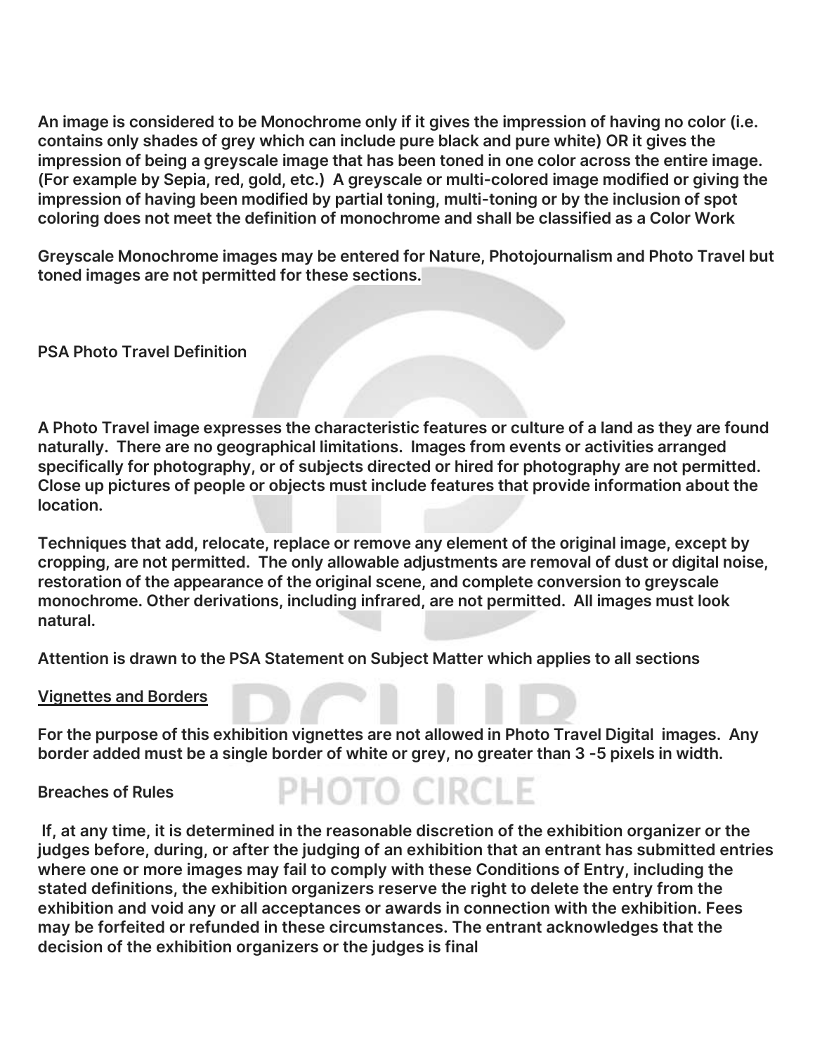**An image is considered to be Monochrome only if it gives the impression of having no color (i.e. contains only shades of grey which can include pure black and pure white) OR it gives the impression of being a greyscale image that has been toned in one color across the entire image. (For example by Sepia, red, gold, etc.) A greyscale or multi-colored image modified or giving the impression of having been modified by partial toning, multi-toning or by the inclusion of spot coloring does not meet the definition of monochrome and shall be classified as a Color Work**

**Greyscale Monochrome images may be entered for Nature, Photojournalism and Photo Travel but toned images are not permitted for these sections.**

**PSA Photo Travel Definition**

**A Photo Travel image expresses the characteristic features or culture of a land as they are found naturally. There are no geographical limitations. Images from events or activities arranged specifically for photography, or of subjects directed or hired for photography are not permitted. Close up pictures of people or objects must include features that provide information about the location.**

**Techniques that add, relocate, replace or remove any element of the original image, except by cropping, are not permitted. The only allowable adjustments are removal of dust or digital noise, restoration of the appearance of the original scene, and complete conversion to greyscale monochrome. Other derivations, including infrared, are not permitted. All images must look natural.**

**Attention is drawn to the PSA Statement on Subject Matter which applies to all sections**

**Vignettes and Borders**

**For the purpose of this exhibition vignettes are not allowed in Photo Travel Digital images. Any border added must be a single border of white or grey, no greater than 3 -5 pixels in width.**

**Breaches of Rules**

**If, at any time, it is determined in the reasonable discretion of the exhibition organizer or the judges before, during, or after the judging of an exhibition that an entrant has submitted entries where one or more images may fail to comply with these Conditions of Entry, including the stated definitions, the exhibition organizers reserve the right to delete the entry from the exhibition and void any or all acceptances or awards in connection with the exhibition. Fees may be forfeited or refunded in these circumstances. The entrant acknowledges that the decision of the exhibition organizers or the judges is final**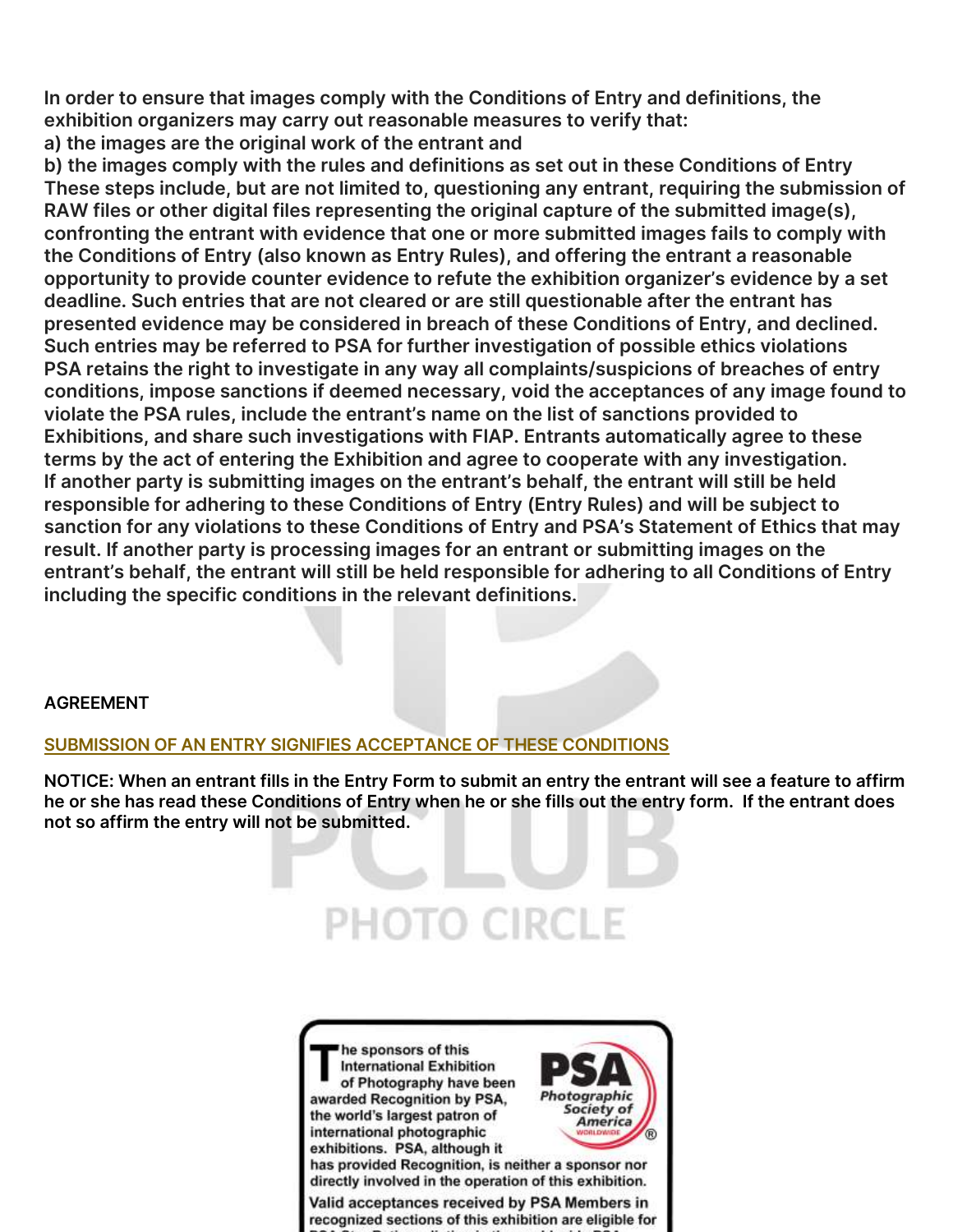**In order to ensure that images comply with the Conditions of Entry and definitions, the exhibition organizers may carry out reasonable measures to verify that:**
**a) the images are the original work of the entrant and**
**b) the images comply with the rules and definitions as set out in these Conditions of Entry**
**These steps include, but are not limited to, questioning any entrant, requiring the submission of RAW files or other digital files representing the original capture of the submitted image(s), confronting the entrant with evidence that one or more submitted images fails to comply with the Conditions of Entry (also known as Entry Rules), and offering the entrant a reasonable opportunity to provide counter evidence to refute the exhibition organizer's evidence by a set deadline. Such entries that are not cleared or are still questionable after the entrant has presented evidence may be considered in breach of these Conditions of Entry, and declined. Such entries may be referred to PSA for further investigation of possible ethics violations**
**PSA retains the right to investigate in any way all complaints/suspicions of breaches of entry conditions, impose sanctions if deemed necessary, void the acceptances of any image found to violate the PSA rules, include the entrant's name on the list of sanctions provided to Exhibitions, and share such investigations with FIAP. Entrants automatically agree to these terms by the act of entering the Exhibition and agree to cooperate with any investigation.**
**If another party is submitting images on the entrant's behalf, the entrant will still be held responsible for adhering to these Conditions of Entry (Entry Rules) and will be subject to sanction for any violations to these Conditions of Entry and PSA's Statement of Ethics that may result. If another party is processing images for an entrant or submitting images on the entrant's behalf, the entrant will still be held responsible for adhering to all Conditions of Entry including the specific conditions in the relevant definitions.**

**AGREEMENT**

**SUBMISSION OF AN ENTRY SIGNIFIES ACCEPTANCE OF THESE CONDITIONS**

**NOTICE: When an entrant fills in the Entry Form to submit an entry the entrant will see a feature to affirm he or she has read these Conditions of Entry when he or she fills out the entry form. If the entrant does not so affirm the entry will not be submitted.**

The sponsors of this International Exhibition of Photography have been awarded Recognition by PSA, the world's largest patron of international photographic exhibitions. PSA, although it has provided Recognition, is neither a sponsor nor directly involved in the operation of this exhibition.

Valid acceptances received by PSA Members in recognized sections of this exhibition are eligible for